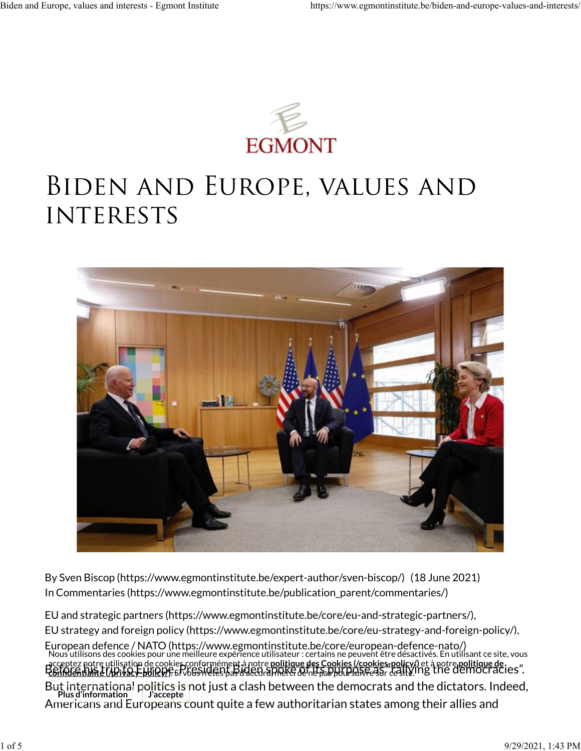# Biden and Europe, values and interests

By Sven Biscop (https://www.egmontinstitute.be/expert-author/sven-biscop/) (18 June 2021)
In Commentaries (https://www.egmontinstitute.be/publication_parent/commentaries/)

EU and strategic partners (https://www.egmontinstitute.be/core/eu-and-strategic-partners/), EU strategy and foreign policy (https://www.egmontinstitute.be/core/eu-strategy-and-foreign-policy/), European defence / NATO (https://www.egmontinstitute.be/core/european-defence-nato/)

Before his trip to Europe, President Biden spoke of its purpose as "rallying the democracies". But international politics is not just a clash between the democrats and the dictators. Indeed, Americans and Europeans count quite a few authoritarian states among their allies and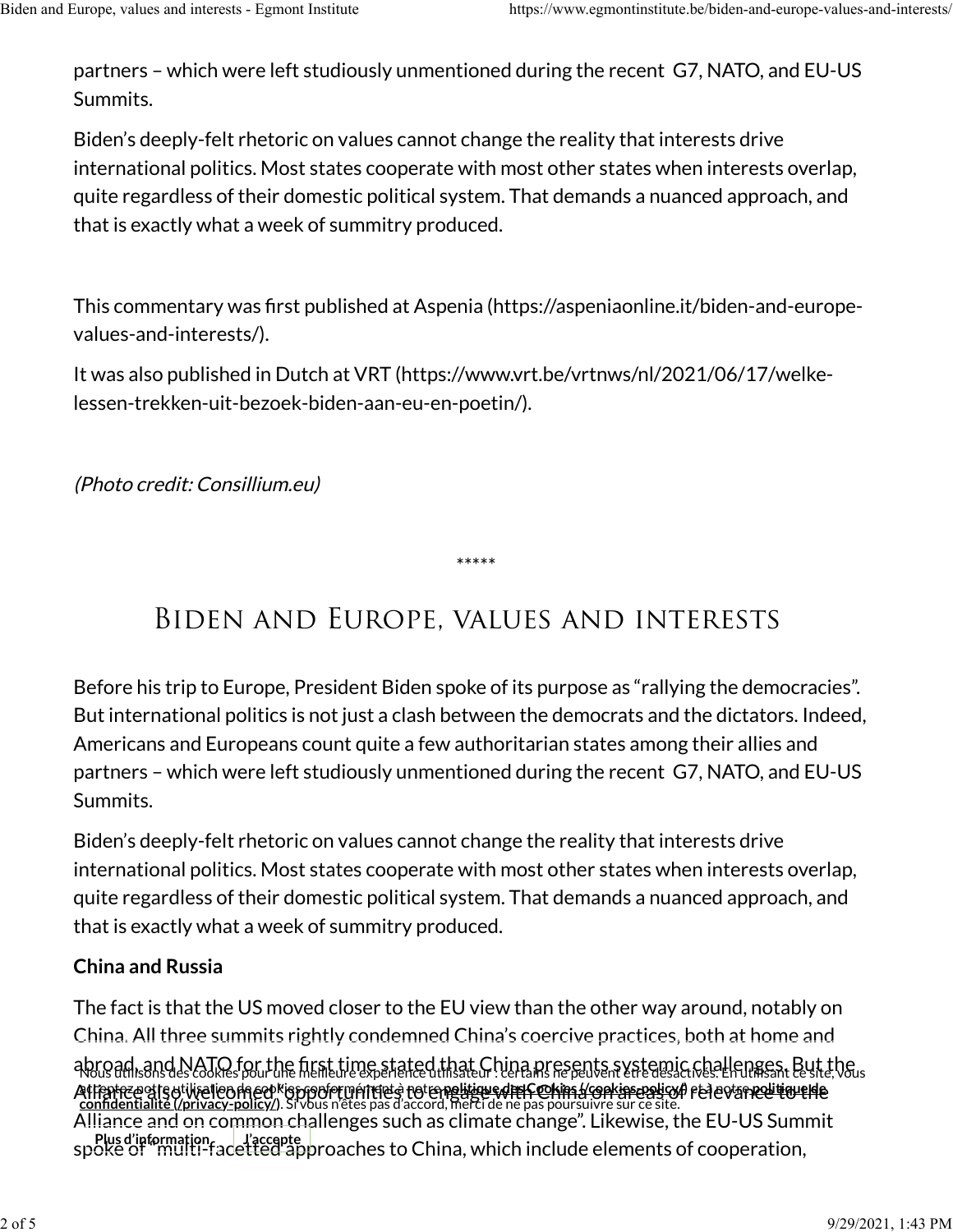partners – which were left studiously unmentioned during the recent G7, NATO, and EU-US Summits.

Biden's deeply-felt rhetoric on values cannot change the reality that interests drive international politics. Most states cooperate with most other states when interests overlap, quite regardless of their domestic political system. That demands a nuanced approach, and that is exactly what a week of summitry produced.

This commentary was first published at Aspenia (https://aspeniaonline.it/biden-and-europe-values-and-interests/).

It was also published in Dutch at VRT (https://www.vrt.be/vrtnws/nl/2021/06/17/welke-lessen-trekken-uit-bezoek-biden-aan-eu-en-poetin/).

*(Photo credit: Consillium.eu)*

*****

# Biden and Europe, values and interests

Before his trip to Europe, President Biden spoke of its purpose as "rallying the democracies". But international politics is not just a clash between the democrats and the dictators. Indeed, Americans and Europeans count quite a few authoritarian states among their allies and partners – which were left studiously unmentioned during the recent G7, NATO, and EU-US Summits.

Biden's deeply-felt rhetoric on values cannot change the reality that interests drive international politics. Most states cooperate with most other states when interests overlap, quite regardless of their domestic political system. That demands a nuanced approach, and that is exactly what a week of summitry produced.

**China and Russia**

The fact is that the US moved closer to the EU view than the other way around, notably on China. All three summits rightly condemned China's coercive practices, both at home and abroad, and NATO for the first time stated that China presents systemic challenges. But the Alliance also welcomed "opportunities to engage with China on areas of relevance to the Alliance and on common challenges such as climate change". Likewise, the EU-US Summit spoke of "multi-facetted approaches to China, which include elements of cooperation,

Nous utilisons des cookies pour une meilleure expérience utilisateur : certains ne peuvent être désactivés. En utilisant ce site, vous acceptez notre utilisation de cookies conformément à notre **politique des Cookies (/cookies-policy/)** et à notre **politique de confidentialité (/privacy-policy/)**. Si vous n'êtes pas d'accord, merci de ne pas poursuivre sur ce site.

**Plus d'information** **J'accepte**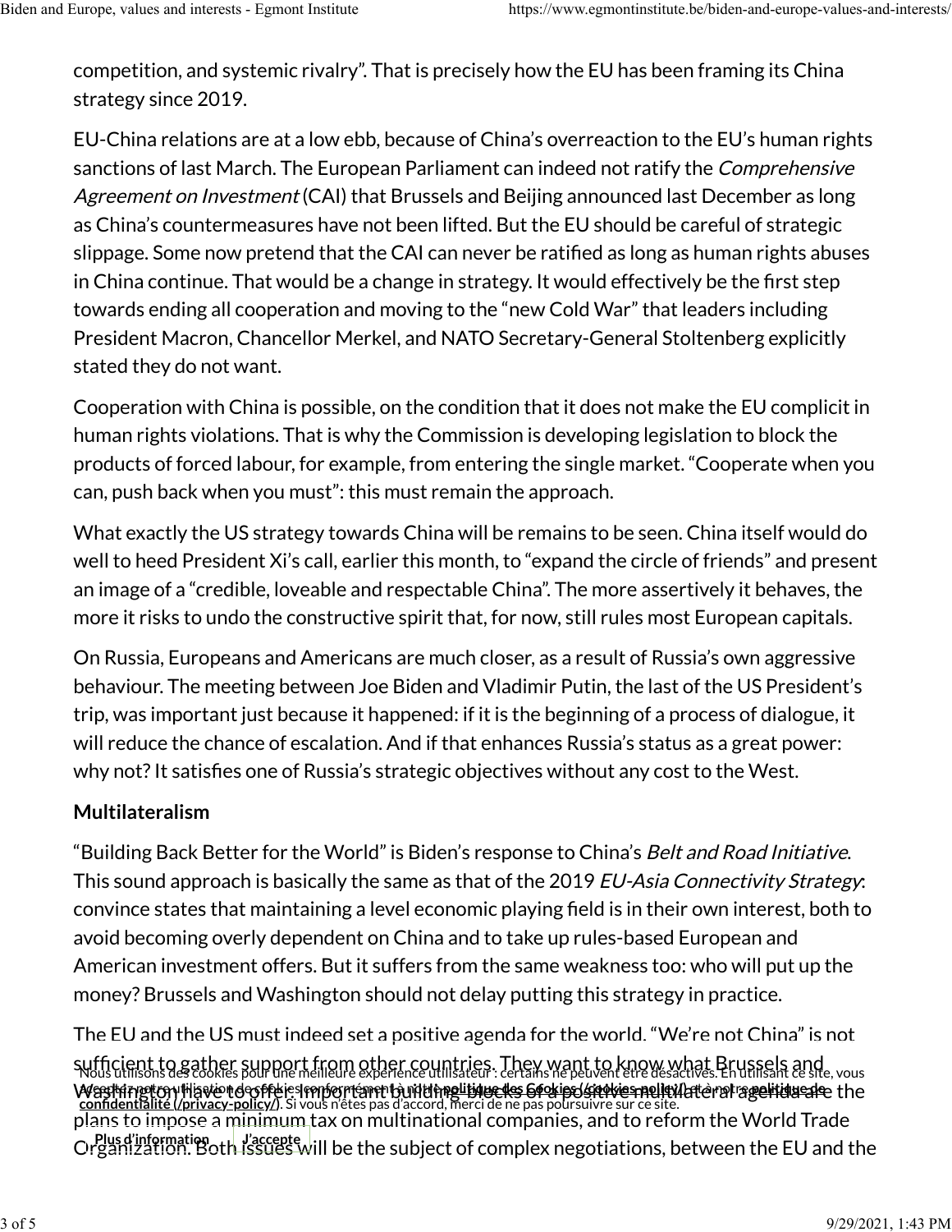competition, and systemic rivalry". That is precisely how the EU has been framing its China strategy since 2019.

EU-China relations are at a low ebb, because of China's overreaction to the EU's human rights sanctions of last March. The European Parliament can indeed not ratify the *Comprehensive Agreement on Investment* (CAI) that Brussels and Beijing announced last December as long as China's countermeasures have not been lifted. But the EU should be careful of strategic slippage. Some now pretend that the CAI can never be ratified as long as human rights abuses in China continue. That would be a change in strategy. It would effectively be the first step towards ending all cooperation and moving to the "new Cold War" that leaders including President Macron, Chancellor Merkel, and NATO Secretary-General Stoltenberg explicitly stated they do not want.

Cooperation with China is possible, on the condition that it does not make the EU complicit in human rights violations. That is why the Commission is developing legislation to block the products of forced labour, for example, from entering the single market. "Cooperate when you can, push back when you must": this must remain the approach.

What exactly the US strategy towards China will be remains to be seen. China itself would do well to heed President Xi's call, earlier this month, to "expand the circle of friends" and present an image of a "credible, loveable and respectable China". The more assertively it behaves, the more it risks to undo the constructive spirit that, for now, still rules most European capitals.

On Russia, Europeans and Americans are much closer, as a result of Russia's own aggressive behaviour. The meeting between Joe Biden and Vladimir Putin, the last of the US President's trip, was important just because it happened: if it is the beginning of a process of dialogue, it will reduce the chance of escalation. And if that enhances Russia's status as a great power: why not? It satisfies one of Russia's strategic objectives without any cost to the West.

**Multilateralism**

"Building Back Better for the World" is Biden's response to China's *Belt and Road Initiative*. This sound approach is basically the same as that of the 2019 *EU-Asia Connectivity Strategy*: convince states that maintaining a level economic playing field is in their own interest, both to avoid becoming overly dependent on China and to take up rules-based European and American investment offers. But it suffers from the same weakness too: who will put up the money? Brussels and Washington should not delay putting this strategy in practice.

The EU and the US must indeed set a positive agenda for the world. "We're not China" is not sufficient to gather support from other countries. They want to know what Brussels and Washington have to offer. Important building blocks of a positive multilateral agenda are the plans to impose a minimum tax on multinational companies, and to reform the World Trade Organization. Both issues will be the subject of complex negotiations, between the EU and the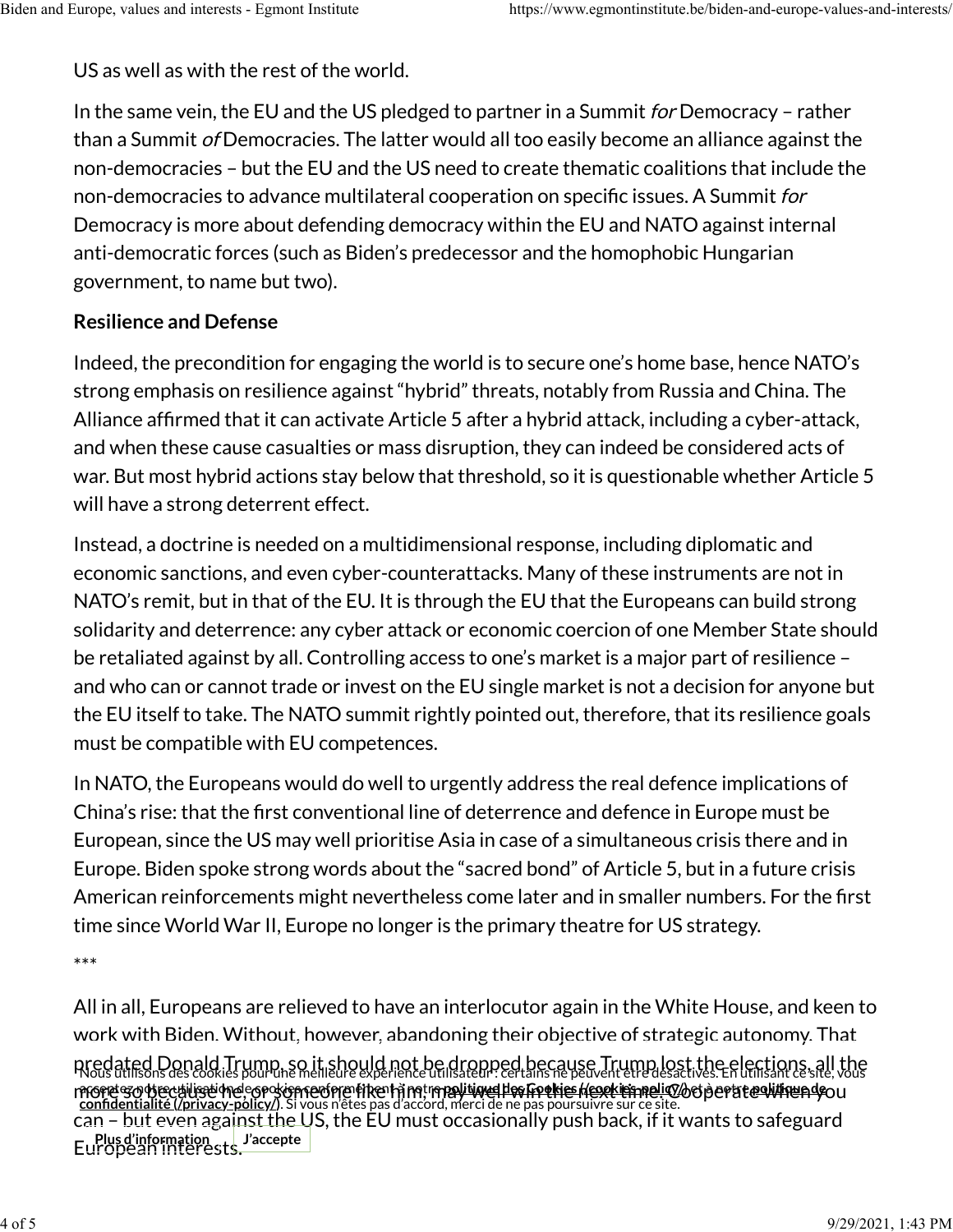US as well as with the rest of the world.

In the same vein, the EU and the US pledged to partner in a Summit *for* Democracy – rather than a Summit *of* Democracies. The latter would all too easily become an alliance against the non-democracies – but the EU and the US need to create thematic coalitions that include the non-democracies to advance multilateral cooperation on specific issues. A Summit *for* Democracy is more about defending democracy within the EU and NATO against internal anti-democratic forces (such as Biden's predecessor and the homophobic Hungarian government, to name but two).

**Resilience and Defense**

Indeed, the precondition for engaging the world is to secure one's home base, hence NATO's strong emphasis on resilience against "hybrid" threats, notably from Russia and China. The Alliance affirmed that it can activate Article 5 after a hybrid attack, including a cyber-attack, and when these cause casualties or mass disruption, they can indeed be considered acts of war. But most hybrid actions stay below that threshold, so it is questionable whether Article 5 will have a strong deterrent effect.

Instead, a doctrine is needed on a multidimensional response, including diplomatic and economic sanctions, and even cyber-counterattacks. Many of these instruments are not in NATO's remit, but in that of the EU. It is through the EU that the Europeans can build strong solidarity and deterrence: any cyber attack or economic coercion of one Member State should be retaliated against by all. Controlling access to one's market is a major part of resilience – and who can or cannot trade or invest on the EU single market is not a decision for anyone but the EU itself to take. The NATO summit rightly pointed out, therefore, that its resilience goals must be compatible with EU competences.

In NATO, the Europeans would do well to urgently address the real defence implications of China's rise: that the first conventional line of deterrence and defence in Europe must be European, since the US may well prioritise Asia in case of a simultaneous crisis there and in Europe. Biden spoke strong words about the "sacred bond" of Article 5, but in a future crisis American reinforcements might nevertheless come later and in smaller numbers. For the first time since World War II, Europe no longer is the primary theatre for US strategy.

***

All in all, Europeans are relieved to have an interlocutor again in the White House, and keen to work with Biden. Without, however, abandoning their objective of strategic autonomy. That predated Donald Trump, so it should not be dropped because Trump lost the elections, all the more so because he, or someone like him, may well win the next time. Cooperate when you can – but even against the US, the EU must occasionally push back, if it wants to safeguard European interests.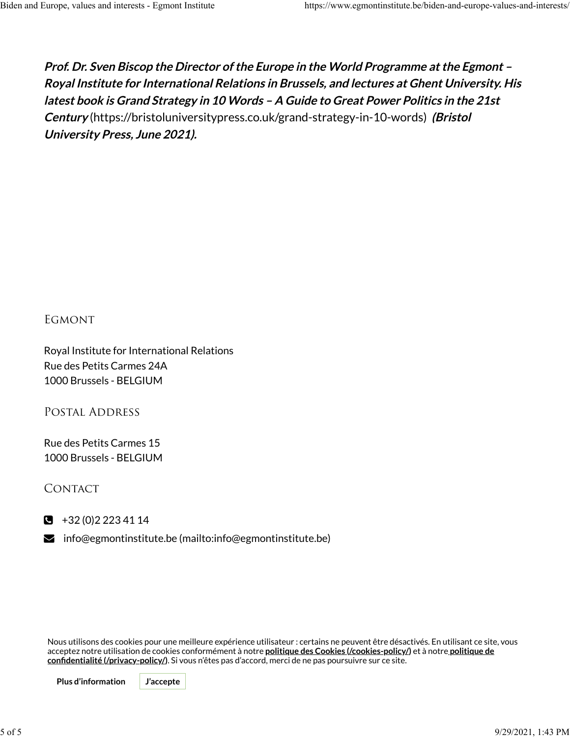***Prof. Dr. Sven Biscop the Director of the Europe in the World Programme at the Egmont – Royal Institute for International Relations in Brussels, and lectures at Ghent University. His latest book is Grand Strategy in 10 Words – A Guide to Great Power Politics in the 21st Century*** (https://bristoluniversitypress.co.uk/grand-strategy-in-10-words) ***(Bristol University Press, June 2021).***

## EGMONT

Royal Institute for International Relations
Rue des Petits Carmes 24A
1000 Brussels - BELGIUM

## POSTAL ADDRESS

Rue des Petits Carmes 15
1000 Brussels - BELGIUM

## CONTACT

- +32 (0)2 223 41 14
- info@egmontinstitute.be (mailto:info@egmontinstitute.be)

Nous utilisons des cookies pour une meilleure expérience utilisateur : certains ne peuvent être désactivés. En utilisant ce site, vous acceptez notre utilisation de cookies conformément à notre **politique des Cookies (/cookies-policy/)** et à notre **politique de confidentialité (/privacy-policy/)**. Si vous n'êtes pas d'accord, merci de ne pas poursuivre sur ce site.

**Plus d'information** **J'accepte**